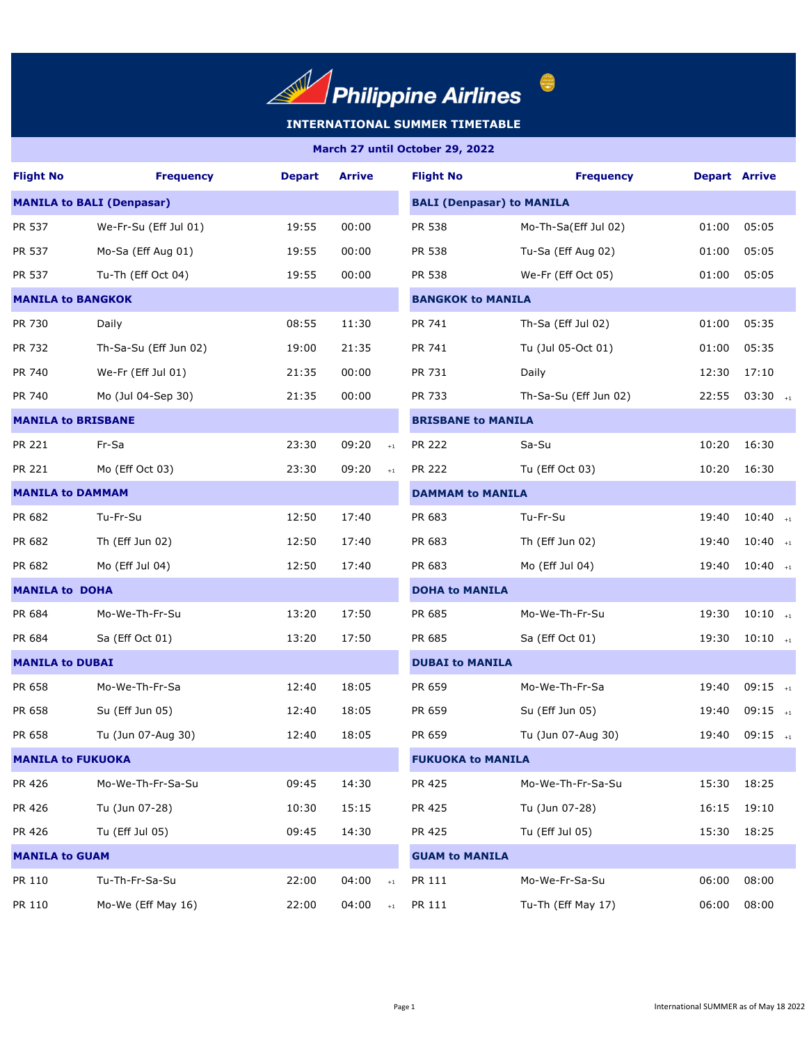# Philippine Airlines

## INTERNATIONAL SUMMER TIMETABLE

**March 27 until October 29, 2022**

| Flight No | Frequency | Depart | Arrive | Flight No | Frequency | Depart | Arrive |
|---|---|---|---|---|---|---|---|
| **MANILA to BALI (Denpasar)** | | | | **BALI (Denpasar) to MANILA** | | | |
| PR 537 | We-Fr-Su (Eff Jul 01) | 19:55 | 00:00 | PR 538 | Mo-Th-Sa(Eff Jul 02) | 01:00 | 05:05 |
| PR 537 | Mo-Sa (Eff Aug 01) | 19:55 | 00:00 | PR 538 | Tu-Sa (Eff Aug 02) | 01:00 | 05:05 |
| PR 537 | Tu-Th (Eff Oct 04) | 19:55 | 00:00 | PR 538 | We-Fr (Eff Oct 05) | 01:00 | 05:05 |
| **MANILA to BANGKOK** | | | | **BANGKOK to MANILA** | | | |
| PR 730 | Daily | 08:55 | 11:30 | PR 741 | Th-Sa (Eff Jul 02) | 01:00 | 05:35 |
| PR 732 | Th-Sa-Su (Eff Jun 02) | 19:00 | 21:35 | PR 741 | Tu (Jul 05-Oct 01) | 01:00 | 05:35 |
| PR 740 | We-Fr (Eff Jul 01) | 21:35 | 00:00 | PR 731 | Daily | 12:30 | 17:10 |
| PR 740 | Mo (Jul 04-Sep 30) | 21:35 | 00:00 | PR 733 | Th-Sa-Su (Eff Jun 02) | 22:55 | 03:30 +1 |
| **MANILA to BRISBANE** | | | | **BRISBANE to MANILA** | | | |
| PR 221 | Fr-Sa | 23:30 | 09:20 +1 | PR 222 | Sa-Su | 10:20 | 16:30 |
| PR 221 | Mo (Eff Oct 03) | 23:30 | 09:20 +1 | PR 222 | Tu (Eff Oct 03) | 10:20 | 16:30 |
| **MANILA to DAMMAM** | | | | **DAMMAM to MANILA** | | | |
| PR 682 | Tu-Fr-Su | 12:50 | 17:40 | PR 683 | Tu-Fr-Su | 19:40 | 10:40 +1 |
| PR 682 | Th (Eff Jun 02) | 12:50 | 17:40 | PR 683 | Th (Eff Jun 02) | 19:40 | 10:40 +1 |
| PR 682 | Mo (Eff Jul 04) | 12:50 | 17:40 | PR 683 | Mo (Eff Jul 04) | 19:40 | 10:40 +1 |
| **MANILA to DOHA** | | | | **DOHA to MANILA** | | | |
| PR 684 | Mo-We-Th-Fr-Su | 13:20 | 17:50 | PR 685 | Mo-We-Th-Fr-Su | 19:30 | 10:10 +1 |
| PR 684 | Sa (Eff Oct 01) | 13:20 | 17:50 | PR 685 | Sa (Eff Oct 01) | 19:30 | 10:10 +1 |
| **MANILA to DUBAI** | | | | **DUBAI to MANILA** | | | |
| PR 658 | Mo-We-Th-Fr-Sa | 12:40 | 18:05 | PR 659 | Mo-We-Th-Fr-Sa | 19:40 | 09:15 +1 |
| PR 658 | Su (Eff Jun 05) | 12:40 | 18:05 | PR 659 | Su (Eff Jun 05) | 19:40 | 09:15 +1 |
| PR 658 | Tu (Jun 07-Aug 30) | 12:40 | 18:05 | PR 659 | Tu (Jun 07-Aug 30) | 19:40 | 09:15 +1 |
| **MANILA to FUKUOKA** | | | | **FUKUOKA to MANILA** | | | |
| PR 426 | Mo-We-Th-Fr-Sa-Su | 09:45 | 14:30 | PR 425 | Mo-We-Th-Fr-Sa-Su | 15:30 | 18:25 |
| PR 426 | Tu (Jun 07-28) | 10:30 | 15:15 | PR 425 | Tu (Jun 07-28) | 16:15 | 19:10 |
| PR 426 | Tu (Eff Jul 05) | 09:45 | 14:30 | PR 425 | Tu (Eff Jul 05) | 15:30 | 18:25 |
| **MANILA to GUAM** | | | | **GUAM to MANILA** | | | |
| PR 110 | Tu-Th-Fr-Sa-Su | 22:00 | 04:00 +1 | PR 111 | Mo-We-Fr-Sa-Su | 06:00 | 08:00 |
| PR 110 | Mo-We (Eff May 16) | 22:00 | 04:00 +1 | PR 111 | Tu-Th (Eff May 17) | 06:00 | 08:00 |

International SUMMER as of May 18 2022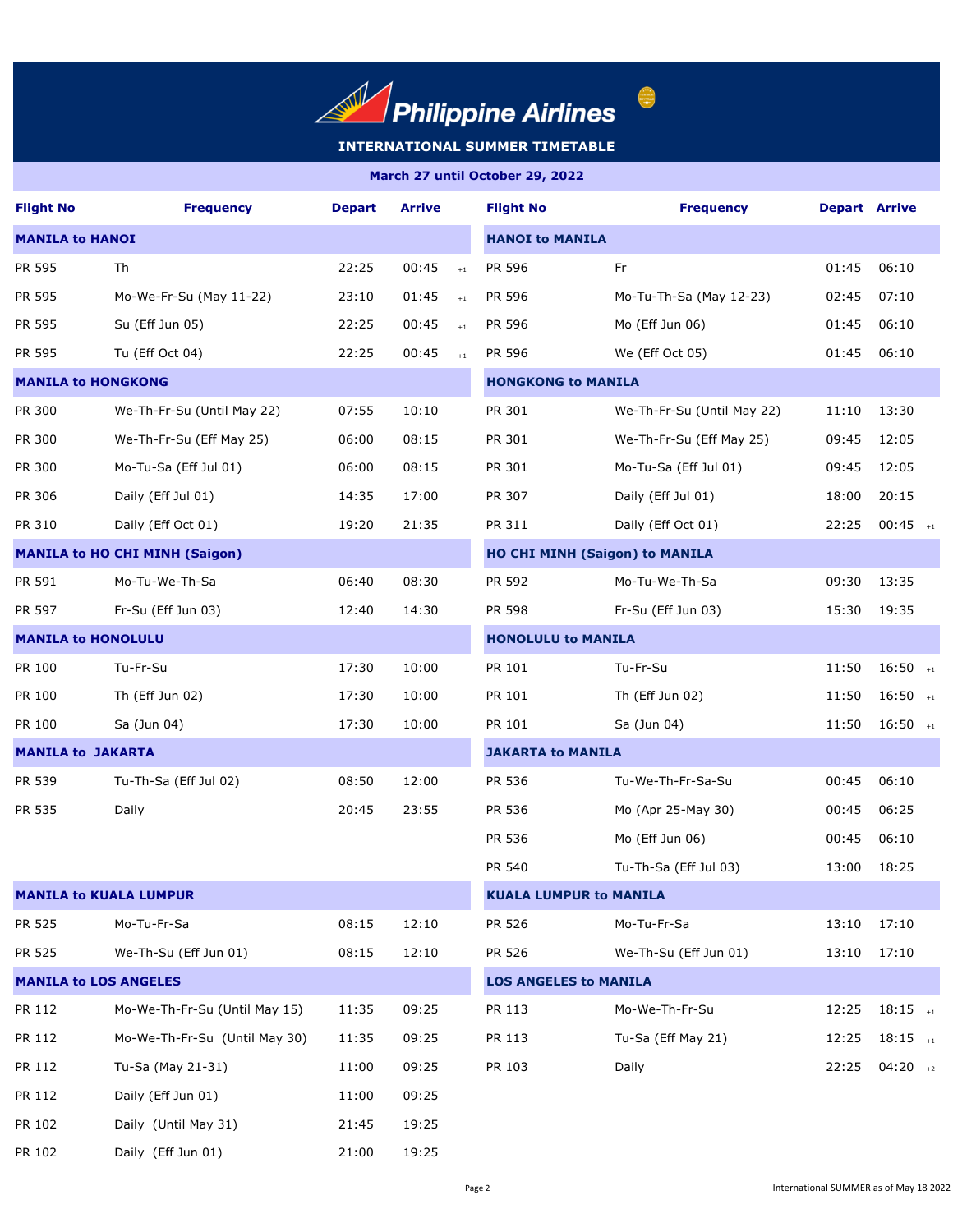# Philippine Airlines

## INTERNATIONAL SUMMER TIMETABLE

**March 27 until October 29, 2022**

| Flight No | Frequency | Depart | Arrive | Flight No | Frequency | Depart | Arrive |
|---|---|---|---|---|---|---|---|
| **MANILA to HANOI** | | | | **HANOI to MANILA** | | | |
| PR 595 | Th | 22:25 | 00:45 +1 | PR 596 | Fr | 01:45 | 06:10 |
| PR 595 | Mo-We-Fr-Su (May 11-22) | 23:10 | 01:45 +1 | PR 596 | Mo-Tu-Th-Sa (May 12-23) | 02:45 | 07:10 |
| PR 595 | Su (Eff Jun 05) | 22:25 | 00:45 +1 | PR 596 | Mo (Eff Jun 06) | 01:45 | 06:10 |
| PR 595 | Tu (Eff Oct 04) | 22:25 | 00:45 +1 | PR 596 | We (Eff Oct 05) | 01:45 | 06:10 |
| **MANILA to HONGKONG** | | | | **HONGKONG to MANILA** | | | |
| PR 300 | We-Th-Fr-Su (Until May 22) | 07:55 | 10:10 | PR 301 | We-Th-Fr-Su (Until May 22) | 11:10 | 13:30 |
| PR 300 | We-Th-Fr-Su (Eff May 25) | 06:00 | 08:15 | PR 301 | We-Th-Fr-Su (Eff May 25) | 09:45 | 12:05 |
| PR 300 | Mo-Tu-Sa (Eff Jul 01) | 06:00 | 08:15 | PR 301 | Mo-Tu-Sa (Eff Jul 01) | 09:45 | 12:05 |
| PR 306 | Daily (Eff Jul 01) | 14:35 | 17:00 | PR 307 | Daily (Eff Jul 01) | 18:00 | 20:15 |
| PR 310 | Daily (Eff Oct 01) | 19:20 | 21:35 | PR 311 | Daily (Eff Oct 01) | 22:25 | 00:45 +1 |
| **MANILA to HO CHI MINH (Saigon)** | | | | **HO CHI MINH (Saigon) to MANILA** | | | |
| PR 591 | Mo-Tu-We-Th-Sa | 06:40 | 08:30 | PR 592 | Mo-Tu-We-Th-Sa | 09:30 | 13:35 |
| PR 597 | Fr-Su (Eff Jun 03) | 12:40 | 14:30 | PR 598 | Fr-Su (Eff Jun 03) | 15:30 | 19:35 |
| **MANILA to HONOLULU** | | | | **HONOLULU to MANILA** | | | |
| PR 100 | Tu-Fr-Su | 17:30 | 10:00 | PR 101 | Tu-Fr-Su | 11:50 | 16:50 +1 |
| PR 100 | Th (Eff Jun 02) | 17:30 | 10:00 | PR 101 | Th (Eff Jun 02) | 11:50 | 16:50 +1 |
| PR 100 | Sa (Jun 04) | 17:30 | 10:00 | PR 101 | Sa (Jun 04) | 11:50 | 16:50 +1 |
| **MANILA to JAKARTA** | | | | **JAKARTA to MANILA** | | | |
| PR 539 | Tu-Th-Sa (Eff Jul 02) | 08:50 | 12:00 | PR 536 | Tu-We-Th-Fr-Sa-Su | 00:45 | 06:10 |
| PR 535 | Daily | 20:45 | 23:55 | PR 536 | Mo (Apr 25-May 30) | 00:45 | 06:25 |
| | | | | PR 536 | Mo (Eff Jun 06) | 00:45 | 06:10 |
| | | | | PR 540 | Tu-Th-Sa (Eff Jul 03) | 13:00 | 18:25 |
| **MANILA to KUALA LUMPUR** | | | | **KUALA LUMPUR to MANILA** | | | |
| PR 525 | Mo-Tu-Fr-Sa | 08:15 | 12:10 | PR 526 | Mo-Tu-Fr-Sa | 13:10 | 17:10 |
| PR 525 | We-Th-Su (Eff Jun 01) | 08:15 | 12:10 | PR 526 | We-Th-Su (Eff Jun 01) | 13:10 | 17:10 |
| **MANILA to LOS ANGELES** | | | | **LOS ANGELES to MANILA** | | | |
| PR 112 | Mo-We-Th-Fr-Su (Until May 15) | 11:35 | 09:25 | PR 113 | Mo-We-Th-Fr-Su | 12:25 | 18:15 +1 |
| PR 112 | Mo-We-Th-Fr-Su (Until May 30) | 11:35 | 09:25 | PR 113 | Tu-Sa (Eff May 21) | 12:25 | 18:15 +1 |
| PR 112 | Tu-Sa (May 21-31) | 11:00 | 09:25 | PR 103 | Daily | 22:25 | 04:20 +2 |
| PR 112 | Daily (Eff Jun 01) | 11:00 | 09:25 | | | | |
| PR 102 | Daily (Until May 31) | 21:45 | 19:25 | | | | |
| PR 102 | Daily (Eff Jun 01) | 21:00 | 19:25 | | | | |

International SUMMER as of May 18 2022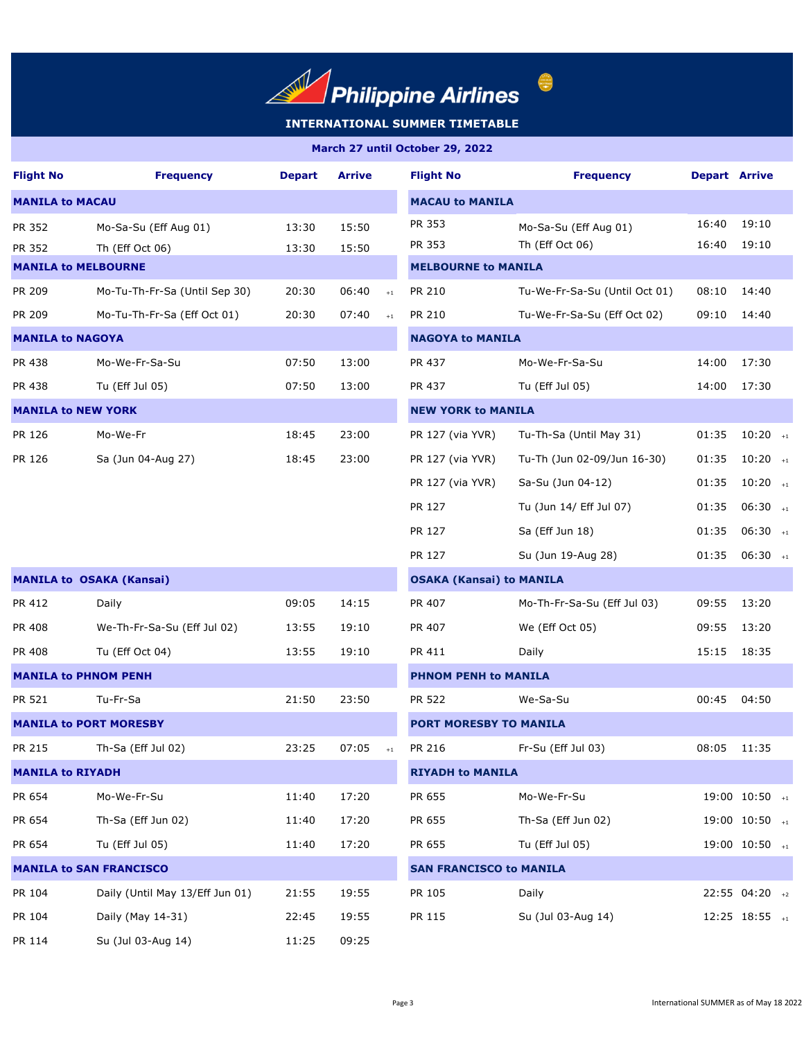# Philippine Airlines

## INTERNATIONAL SUMMER TIMETABLE

**March 27 until October 29, 2022**

| Flight No | Frequency | Depart | Arrive | Flight No | Frequency | Depart | Arrive |
|---|---|---|---|---|---|---|---|
| **MANILA to MACAU** | | | | **MACAU to MANILA** | | | |
| PR 352 | Mo-Sa-Su (Eff Aug 01) | 13:30 | 15:50 | PR 353 | Mo-Sa-Su (Eff Aug 01) | 16:40 | 19:10 |
| PR 352 | Th (Eff Oct 06) | 13:30 | 15:50 | PR 353 | Th (Eff Oct 06) | 16:40 | 19:10 |
| **MANILA to MELBOURNE** | | | | **MELBOURNE to MANILA** | | | |
| PR 209 | Mo-Tu-Th-Fr-Sa (Until Sep 30) | 20:30 | 06:40 +1 | PR 210 | Tu-We-Fr-Sa-Su (Until Oct 01) | 08:10 | 14:40 |
| PR 209 | Mo-Tu-Th-Fr-Sa (Eff Oct 01) | 20:30 | 07:40 +1 | PR 210 | Tu-We-Fr-Sa-Su (Eff Oct 02) | 09:10 | 14:40 |
| **MANILA to NAGOYA** | | | | **NAGOYA to MANILA** | | | |
| PR 438 | Mo-We-Fr-Sa-Su | 07:50 | 13:00 | PR 437 | Mo-We-Fr-Sa-Su | 14:00 | 17:30 |
| PR 438 | Tu (Eff Jul 05) | 07:50 | 13:00 | PR 437 | Tu (Eff Jul 05) | 14:00 | 17:30 |
| **MANILA to NEW YORK** | | | | **NEW YORK to MANILA** | | | |
| PR 126 | Mo-We-Fr | 18:45 | 23:00 | PR 127 (via YVR) | Tu-Th-Sa (Until May 31) | 01:35 | 10:20 +1 |
| PR 126 | Sa (Jun 04-Aug 27) | 18:45 | 23:00 | PR 127 (via YVR) | Tu-Th (Jun 02-09/Jun 16-30) | 01:35 | 10:20 +1 |
| | | | | PR 127 (via YVR) | Sa-Su (Jun 04-12) | 01:35 | 10:20 +1 |
| | | | | PR 127 | Tu (Jun 14/ Eff Jul 07) | 01:35 | 06:30 +1 |
| | | | | PR 127 | Sa (Eff Jun 18) | 01:35 | 06:30 +1 |
| | | | | PR 127 | Su (Jun 19-Aug 28) | 01:35 | 06:30 +1 |
| **MANILA to OSAKA (Kansai)** | | | | **OSAKA (Kansai) to MANILA** | | | |
| PR 412 | Daily | 09:05 | 14:15 | PR 407 | Mo-Th-Fr-Sa-Su (Eff Jul 03) | 09:55 | 13:20 |
| PR 408 | We-Th-Fr-Sa-Su (Eff Jul 02) | 13:55 | 19:10 | PR 407 | We (Eff Oct 05) | 09:55 | 13:20 |
| PR 408 | Tu (Eff Oct 04) | 13:55 | 19:10 | PR 411 | Daily | 15:15 | 18:35 |
| **MANILA to PHNOM PENH** | | | | **PHNOM PENH to MANILA** | | | |
| PR 521 | Tu-Fr-Sa | 21:50 | 23:50 | PR 522 | We-Sa-Su | 00:45 | 04:50 |
| **MANILA to PORT MORESBY** | | | | **PORT MORESBY TO MANILA** | | | |
| PR 215 | Th-Sa (Eff Jul 02) | 23:25 | 07:05 +1 | PR 216 | Fr-Su (Eff Jul 03) | 08:05 | 11:35 |
| **MANILA to RIYADH** | | | | **RIYADH to MANILA** | | | |
| PR 654 | Mo-We-Fr-Su | 11:40 | 17:20 | PR 655 | Mo-We-Fr-Su | 19:00 | 10:50 +1 |
| PR 654 | Th-Sa (Eff Jun 02) | 11:40 | 17:20 | PR 655 | Th-Sa (Eff Jun 02) | 19:00 | 10:50 +1 |
| PR 654 | Tu (Eff Jul 05) | 11:40 | 17:20 | PR 655 | Tu (Eff Jul 05) | 19:00 | 10:50 +1 |
| **MANILA to SAN FRANCISCO** | | | | **SAN FRANCISCO to MANILA** | | | |
| PR 104 | Daily (Until May 13/Eff Jun 01) | 21:55 | 19:55 | PR 105 | Daily | 22:55 | 04:20 +2 |
| PR 104 | Daily (May 14-31) | 22:45 | 19:55 | PR 115 | Su (Jul 03-Aug 14) | 12:25 | 18:55 +1 |
| PR 114 | Su (Jul 03-Aug 14) | 11:25 | 09:25 | | | | |

International SUMMER as of May 18 2022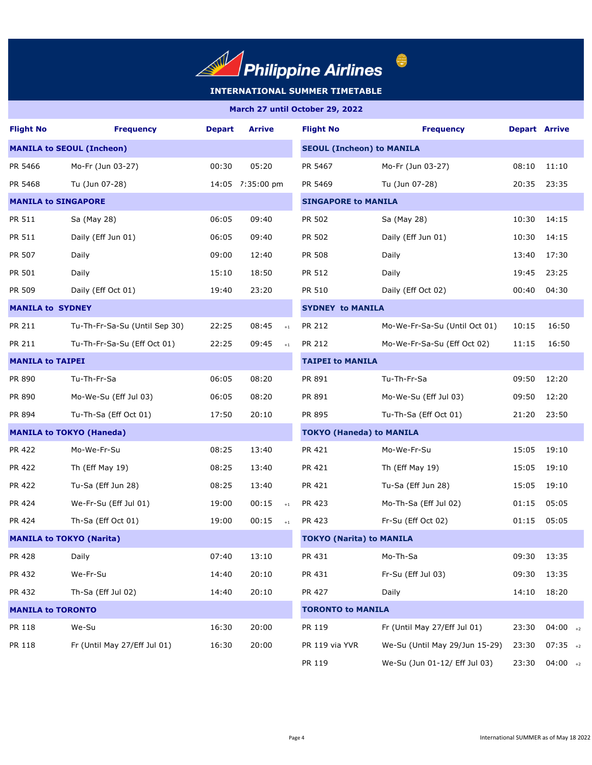# Philippine Airlines

## INTERNATIONAL SUMMER TIMETABLE

**March 27 until October 29, 2022**

| Flight No | Frequency | Depart | Arrive | Flight No | Frequency | Depart | Arrive |
|---|---|---|---|---|---|---|---|
| **MANILA to SEOUL (Incheon)** | | | | **SEOUL (Incheon) to MANILA** | | | |
| PR 5466 | Mo-Fr (Jun 03-27) | 00:30 | 05:20 | PR 5467 | Mo-Fr (Jun 03-27) | 08:10 | 11:10 |
| PR 5468 | Tu (Jun 07-28) | 14:05 | 7:35:00 pm | PR 5469 | Tu (Jun 07-28) | 20:35 | 23:35 |
| **MANILA to SINGAPORE** | | | | **SINGAPORE to MANILA** | | | |
| PR 511 | Sa (May 28) | 06:05 | 09:40 | PR 502 | Sa (May 28) | 10:30 | 14:15 |
| PR 511 | Daily (Eff Jun 01) | 06:05 | 09:40 | PR 502 | Daily (Eff Jun 01) | 10:30 | 14:15 |
| PR 507 | Daily | 09:00 | 12:40 | PR 508 | Daily | 13:40 | 17:30 |
| PR 501 | Daily | 15:10 | 18:50 | PR 512 | Daily | 19:45 | 23:25 |
| PR 509 | Daily (Eff Oct 01) | 19:40 | 23:20 | PR 510 | Daily (Eff Oct 02) | 00:40 | 04:30 |
| **MANILA to SYDNEY** | | | | **SYDNEY to MANILA** | | | |
| PR 211 | Tu-Th-Fr-Sa-Su (Until Sep 30) | 22:25 | 08:45 +1 | PR 212 | Mo-We-Fr-Sa-Su (Until Oct 01) | 10:15 | 16:50 |
| PR 211 | Tu-Th-Fr-Sa-Su (Eff Oct 01) | 22:25 | 09:45 +1 | PR 212 | Mo-We-Fr-Sa-Su (Eff Oct 02) | 11:15 | 16:50 |
| **MANILA to TAIPEI** | | | | **TAIPEI to MANILA** | | | |
| PR 890 | Tu-Th-Fr-Sa | 06:05 | 08:20 | PR 891 | Tu-Th-Fr-Sa | 09:50 | 12:20 |
| PR 890 | Mo-We-Su (Eff Jul 03) | 06:05 | 08:20 | PR 891 | Mo-We-Su (Eff Jul 03) | 09:50 | 12:20 |
| PR 894 | Tu-Th-Sa (Eff Oct 01) | 17:50 | 20:10 | PR 895 | Tu-Th-Sa (Eff Oct 01) | 21:20 | 23:50 |
| **MANILA to TOKYO (Haneda)** | | | | **TOKYO (Haneda) to MANILA** | | | |
| PR 422 | Mo-We-Fr-Su | 08:25 | 13:40 | PR 421 | Mo-We-Fr-Su | 15:05 | 19:10 |
| PR 422 | Th (Eff May 19) | 08:25 | 13:40 | PR 421 | Th (Eff May 19) | 15:05 | 19:10 |
| PR 422 | Tu-Sa (Eff Jun 28) | 08:25 | 13:40 | PR 421 | Tu-Sa (Eff Jun 28) | 15:05 | 19:10 |
| PR 424 | We-Fr-Su (Eff Jul 01) | 19:00 | 00:15 +1 | PR 423 | Mo-Th-Sa (Eff Jul 02) | 01:15 | 05:05 |
| PR 424 | Th-Sa (Eff Oct 01) | 19:00 | 00:15 +1 | PR 423 | Fr-Su (Eff Oct 02) | 01:15 | 05:05 |
| **MANILA to TOKYO (Narita)** | | | | **TOKYO (Narita) to MANILA** | | | |
| PR 428 | Daily | 07:40 | 13:10 | PR 431 | Mo-Th-Sa | 09:30 | 13:35 |
| PR 432 | We-Fr-Su | 14:40 | 20:10 | PR 431 | Fr-Su (Eff Jul 03) | 09:30 | 13:35 |
| PR 432 | Th-Sa (Eff Jul 02) | 14:40 | 20:10 | PR 427 | Daily | 14:10 | 18:20 |
| **MANILA to TORONTO** | | | | **TORONTO to MANILA** | | | |
| PR 118 | We-Su | 16:30 | 20:00 | PR 119 | Fr (Until May 27/Eff Jul 01) | 23:30 | 04:00 +2 |
| PR 118 | Fr (Until May 27/Eff Jul 01) | 16:30 | 20:00 | PR 119 via YVR | We-Su (Until May 29/Jun 15-29) | 23:30 | 07:35 +2 |
| | | | | PR 119 | We-Su (Jun 01-12/ Eff Jul 03) | 23:30 | 04:00 +2 |

International SUMMER as of May 18 2022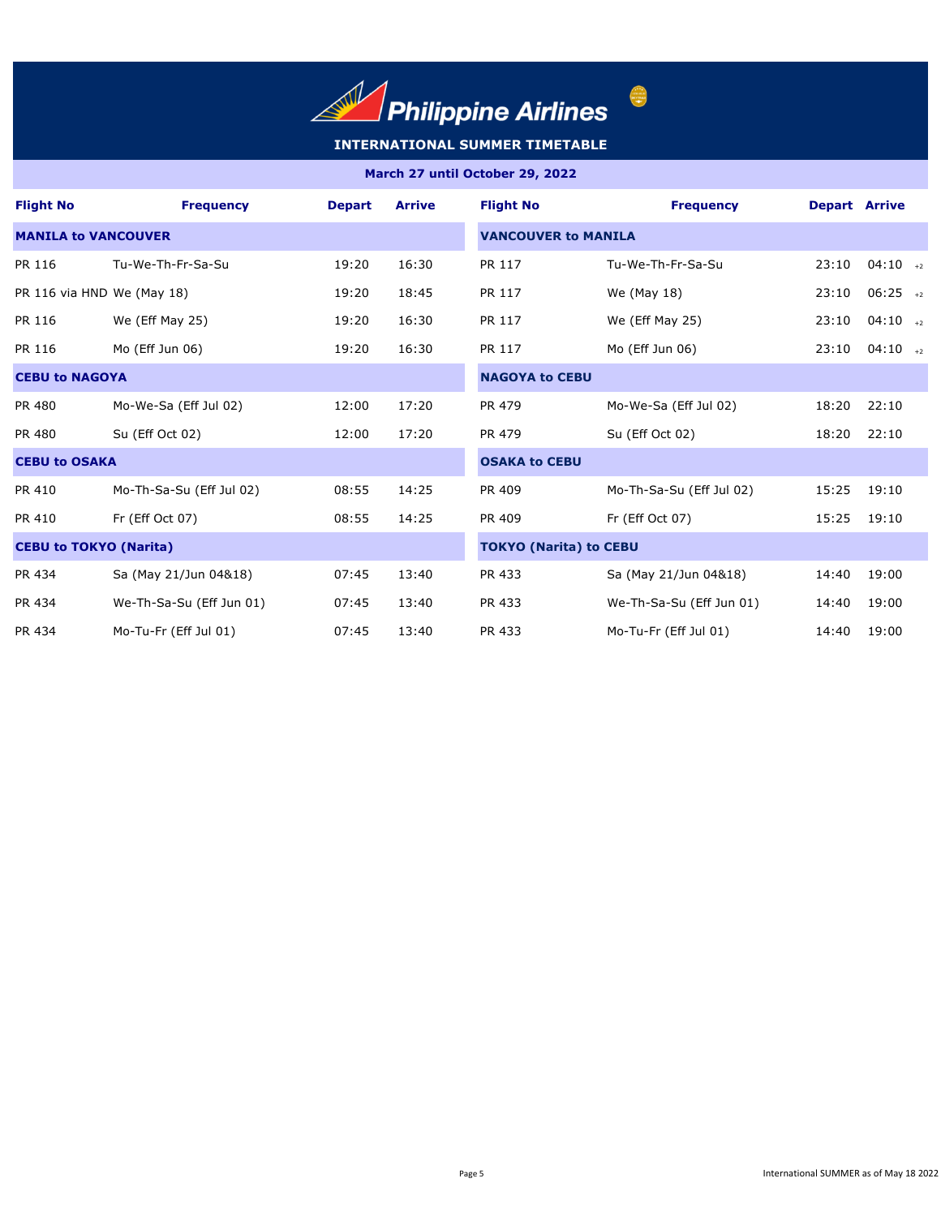# Philippine Airlines

## INTERNATIONAL SUMMER TIMETABLE

**March 27 until October 29, 2022**

| Flight No | Frequency | Depart | Arrive | Flight No | Frequency | Depart | Arrive |
|---|---|---|---|---|---|---|---|
| **MANILA to VANCOUVER** | | | | **VANCOUVER to MANILA** | | | |
| PR 116 | Tu-We-Th-Fr-Sa-Su | 19:20 | 16:30 | PR 117 | Tu-We-Th-Fr-Sa-Su | 23:10 | 04:10 +2 |
| PR 116 via HND | We (May 18) | 19:20 | 18:45 | PR 117 | We (May 18) | 23:10 | 06:25 +2 |
| PR 116 | We (Eff May 25) | 19:20 | 16:30 | PR 117 | We (Eff May 25) | 23:10 | 04:10 +2 |
| PR 116 | Mo (Eff Jun 06) | 19:20 | 16:30 | PR 117 | Mo (Eff Jun 06) | 23:10 | 04:10 +2 |
| **CEBU to NAGOYA** | | | | **NAGOYA to CEBU** | | | |
| PR 480 | Mo-We-Sa (Eff Jul 02) | 12:00 | 17:20 | PR 479 | Mo-We-Sa (Eff Jul 02) | 18:20 | 22:10 |
| PR 480 | Su (Eff Oct 02) | 12:00 | 17:20 | PR 479 | Su (Eff Oct 02) | 18:20 | 22:10 |
| **CEBU to OSAKA** | | | | **OSAKA to CEBU** | | | |
| PR 410 | Mo-Th-Sa-Su (Eff Jul 02) | 08:55 | 14:25 | PR 409 | Mo-Th-Sa-Su (Eff Jul 02) | 15:25 | 19:10 |
| PR 410 | Fr (Eff Oct 07) | 08:55 | 14:25 | PR 409 | Fr (Eff Oct 07) | 15:25 | 19:10 |
| **CEBU to TOKYO (Narita)** | | | | **TOKYO (Narita) to CEBU** | | | |
| PR 434 | Sa (May 21/Jun 04&18) | 07:45 | 13:40 | PR 433 | Sa (May 21/Jun 04&18) | 14:40 | 19:00 |
| PR 434 | We-Th-Sa-Su (Eff Jun 01) | 07:45 | 13:40 | PR 433 | We-Th-Sa-Su (Eff Jun 01) | 14:40 | 19:00 |
| PR 434 | Mo-Tu-Fr (Eff Jul 01) | 07:45 | 13:40 | PR 433 | Mo-Tu-Fr (Eff Jul 01) | 14:40 | 19:00 |

International SUMMER as of May 18 2022